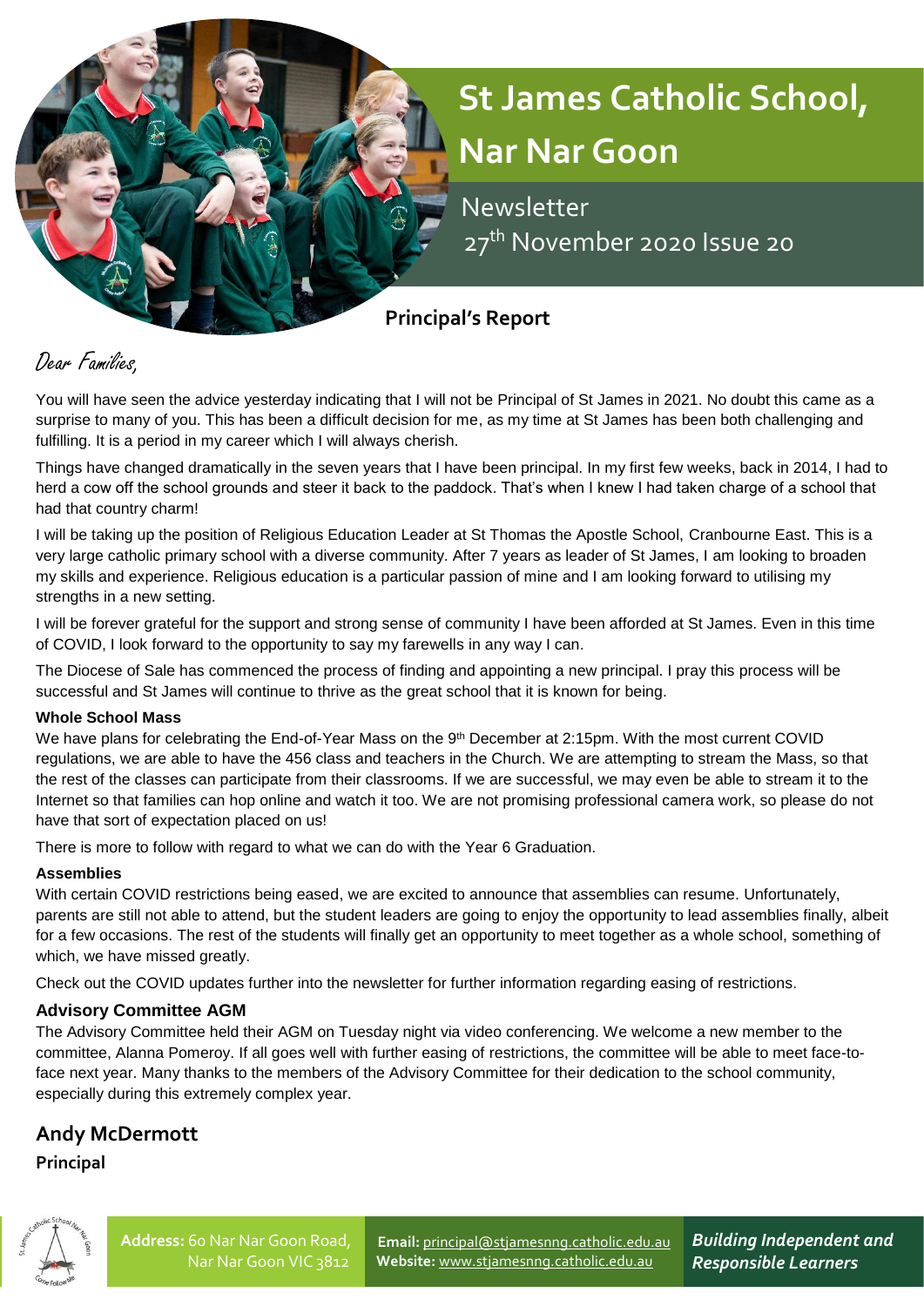# St James Catholic School, Nar Nar Goon

Newsletter
27th November 2020 Issue 20

## Principal's Report

Dear Families,

You will have seen the advice yesterday indicating that I will not be Principal of St James in 2021. No doubt this came as a surprise to many of you. This has been a difficult decision for me, as my time at St James has been both challenging and fulfilling. It is a period in my career which I will always cherish.

Things have changed dramatically in the seven years that I have been principal. In my first few weeks, back in 2014, I had to herd a cow off the school grounds and steer it back to the paddock. That's when I knew I had taken charge of a school that had that country charm!

I will be taking up the position of Religious Education Leader at St Thomas the Apostle School, Cranbourne East. This is a very large catholic primary school with a diverse community. After 7 years as leader of St James, I am looking to broaden my skills and experience. Religious education is a particular passion of mine and I am looking forward to utilising my strengths in a new setting.

I will be forever grateful for the support and strong sense of community I have been afforded at St James. Even in this time of COVID, I look forward to the opportunity to say my farewells in any way I can.

The Diocese of Sale has commenced the process of finding and appointing a new principal. I pray this process will be successful and St James will continue to thrive as the great school that it is known for being.

**Whole School Mass**

We have plans for celebrating the End-of-Year Mass on the 9th December at 2:15pm. With the most current COVID regulations, we are able to have the 456 class and teachers in the Church. We are attempting to stream the Mass, so that the rest of the classes can participate from their classrooms. If we are successful, we may even be able to stream it to the Internet so that families can hop online and watch it too. We are not promising professional camera work, so please do not have that sort of expectation placed on us!

There is more to follow with regard to what we can do with the Year 6 Graduation.

**Assemblies**

With certain COVID restrictions being eased, we are excited to announce that assemblies can resume. Unfortunately, parents are still not able to attend, but the student leaders are going to enjoy the opportunity to lead assemblies finally, albeit for a few occasions. The rest of the students will finally get an opportunity to meet together as a whole school, something of which, we have missed greatly.

Check out the COVID updates further into the newsletter for further information regarding easing of restrictions.

### Advisory Committee AGM

The Advisory Committee held their AGM on Tuesday night via video conferencing. We welcome a new member to the committee, Alanna Pomeroy. If all goes well with further easing of restrictions, the committee will be able to meet face-to-face next year. Many thanks to the members of the Advisory Committee for their dedication to the school community, especially during this extremely complex year.

**Andy McDermott**
**Principal**

**Address:** 60 Nar Nar Goon Road, Nar Nar Goon VIC 3812
**Email:** principal@stjamesnng.catholic.edu.au
**Website:** www.stjamesnng.catholic.edu.au

***Building Independent and Responsible Learners***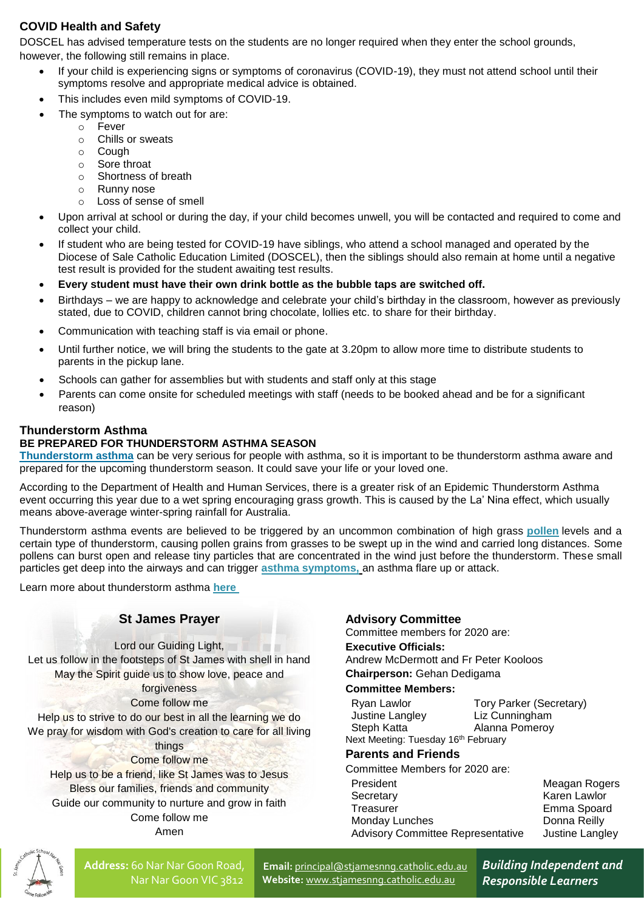## COVID Health and Safety

DOSCEL has advised temperature tests on the students are no longer required when they enter the school grounds, however, the following still remains in place.

- If your child is experiencing signs or symptoms of coronavirus (COVID-19), they must not attend school until their symptoms resolve and appropriate medical advice is obtained.
- This includes even mild symptoms of COVID-19.
- The symptoms to watch out for are:
  - Fever
  - Chills or sweats
  - Cough
  - Sore throat
  - Shortness of breath
  - Runny nose
  - Loss of sense of smell
- Upon arrival at school or during the day, if your child becomes unwell, you will be contacted and required to come and collect your child.
- If student who are being tested for COVID-19 have siblings, who attend a school managed and operated by the Diocese of Sale Catholic Education Limited (DOSCEL), then the siblings should also remain at home until a negative test result is provided for the student awaiting test results.
- **Every student must have their own drink bottle as the bubble taps are switched off.**
- Birthdays – we are happy to acknowledge and celebrate your child's birthday in the classroom, however as previously stated, due to COVID, children cannot bring chocolate, lollies etc. to share for their birthday.
- Communication with teaching staff is via email or phone.
- Until further notice, we will bring the students to the gate at 3.20pm to allow more time to distribute students to parents in the pickup lane.
- Schools can gather for assemblies but with students and staff only at this stage
- Parents can come onsite for scheduled meetings with staff (needs to be booked ahead and be for a significant reason)

## Thunderstorm Asthma

### BE PREPARED FOR THUNDERSTORM ASTHMA SEASON

**Thunderstorm asthma** can be very serious for people with asthma, so it is important to be thunderstorm asthma aware and prepared for the upcoming thunderstorm season. It could save your life or your loved one.

According to the Department of Health and Human Services, there is a greater risk of an Epidemic Thunderstorm Asthma event occurring this year due to a wet spring encouraging grass growth. This is caused by the La' Nina effect, which usually means above-average winter-spring rainfall for Australia.

Thunderstorm asthma events are believed to be triggered by an uncommon combination of high grass **pollen** levels and a certain type of thunderstorm, causing pollen grains from grasses to be swept up in the wind and carried long distances. Some pollens can burst open and release tiny particles that are concentrated in the wind just before the thunderstorm. These small particles get deep into the airways and can trigger **asthma symptoms,** an asthma flare up or attack.

Learn more about thunderstorm asthma **here**

## St James Prayer

Lord our Guiding Light,
Let us follow in the footsteps of St James with shell in hand
May the Spirit guide us to show love, peace and forgiveness
Come follow me
Help us to strive to do our best in all the learning we do
We pray for wisdom with God's creation to care for all living things
Come follow me
Help us to be a friend, like St James was to Jesus
Bless our families, friends and community
Guide our community to nurture and grow in faith
Come follow me
Amen

## Advisory Committee

Committee members for 2020 are:

**Executive Officials:**
Andrew McDermott and Fr Peter Kooloos

**Chairperson:** Gehan Dedigama

**Committee Members:**

| | |
|---|---|
| Ryan Lawlor | Tory Parker (Secretary) |
| Justine Langley | Liz Cunningham |
| Steph Katta | Alanna Pomeroy |

Next Meeting: Tuesday 16th February

## Parents and Friends

Committee Members for 2020 are:

| | |
|---|---|
| President | Meagan Rogers |
| Secretary | Karen Lawlor |
| Treasurer | Emma Spoard |
| Monday Lunches | Donna Reilly |
| Advisory Committee Representative | Justine Langley |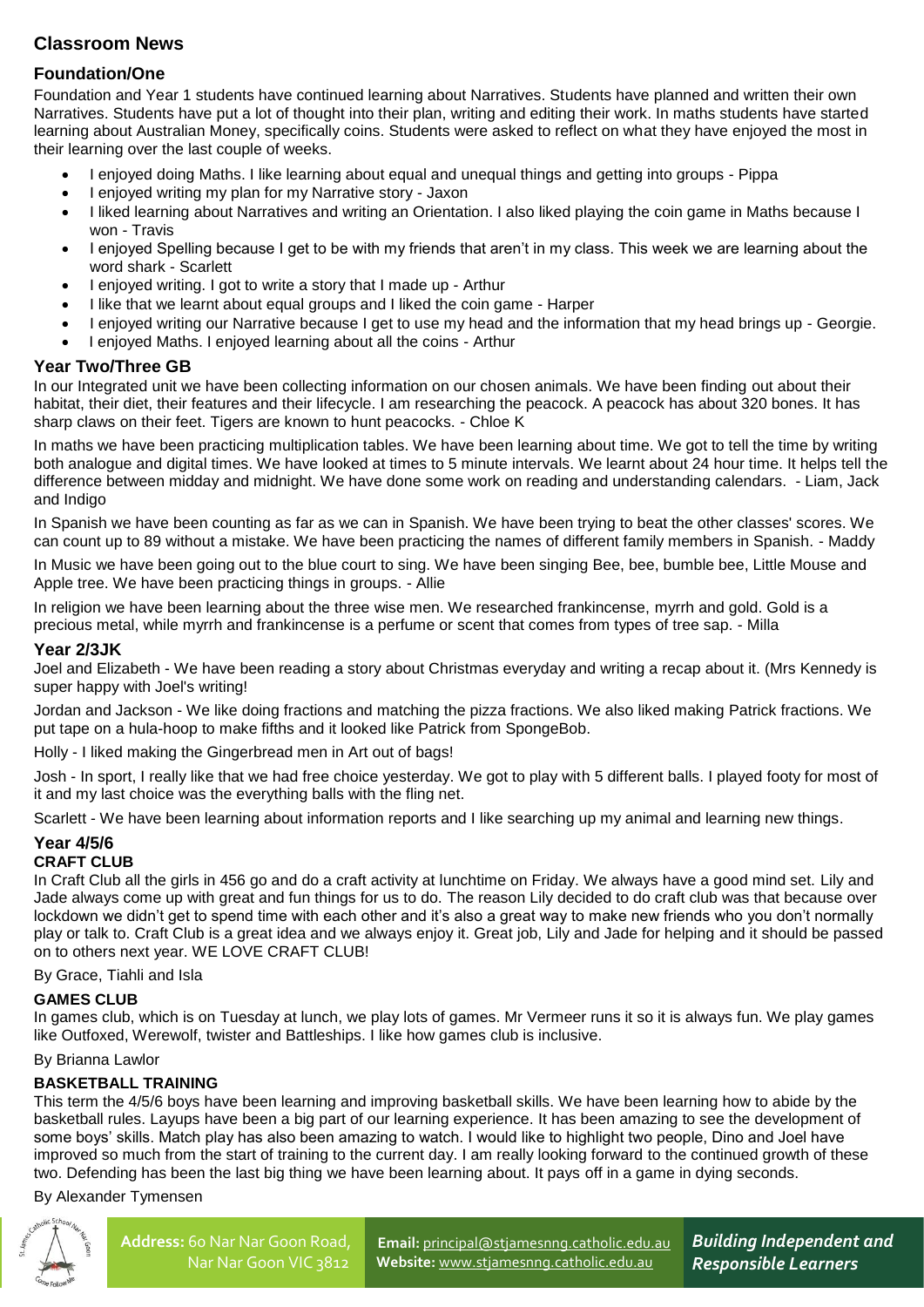# Classroom News

## Foundation/One

Foundation and Year 1 students have continued learning about Narratives. Students have planned and written their own Narratives. Students have put a lot of thought into their plan, writing and editing their work. In maths students have started learning about Australian Money, specifically coins. Students were asked to reflect on what they have enjoyed the most in their learning over the last couple of weeks.

- I enjoyed doing Maths. I like learning about equal and unequal things and getting into groups - Pippa
- I enjoyed writing my plan for my Narrative story - Jaxon
- I liked learning about Narratives and writing an Orientation. I also liked playing the coin game in Maths because I won - Travis
- I enjoyed Spelling because I get to be with my friends that aren't in my class. This week we are learning about the word shark - Scarlett
- I enjoyed writing. I got to write a story that I made up - Arthur
- I like that we learnt about equal groups and I liked the coin game - Harper
- I enjoyed writing our Narrative because I get to use my head and the information that my head brings up - Georgie.
- I enjoyed Maths. I enjoyed learning about all the coins - Arthur

## Year Two/Three GB

In our Integrated unit we have been collecting information on our chosen animals. We have been finding out about their habitat, their diet, their features and their lifecycle. I am researching the peacock. A peacock has about 320 bones. It has sharp claws on their feet. Tigers are known to hunt peacocks. - Chloe K

In maths we have been practicing multiplication tables. We have been learning about time. We got to tell the time by writing both analogue and digital times. We have looked at times to 5 minute intervals. We learnt about 24 hour time. It helps tell the difference between midday and midnight. We have done some work on reading and understanding calendars. - Liam, Jack and Indigo

In Spanish we have been counting as far as we can in Spanish. We have been trying to beat the other classes' scores. We can count up to 89 without a mistake. We have been practicing the names of different family members in Spanish. - Maddy

In Music we have been going out to the blue court to sing. We have been singing Bee, bee, bumble bee, Little Mouse and Apple tree. We have been practicing things in groups. - Allie

In religion we have been learning about the three wise men. We researched frankincense, myrrh and gold. Gold is a precious metal, while myrrh and frankincense is a perfume or scent that comes from types of tree sap. - Milla

## Year 2/3JK

Joel and Elizabeth - We have been reading a story about Christmas everyday and writing a recap about it. (Mrs Kennedy is super happy with Joel's writing!

Jordan and Jackson - We like doing fractions and matching the pizza fractions. We also liked making Patrick fractions. We put tape on a hula-hoop to make fifths and it looked like Patrick from SpongeBob.

Holly - I liked making the Gingerbread men in Art out of bags!

Josh - In sport, I really like that we had free choice yesterday. We got to play with 5 different balls. I played footy for most of it and my last choice was the everything balls with the fling net.

Scarlett - We have been learning about information reports and I like searching up my animal and learning new things.

## Year 4/5/6

### CRAFT CLUB

In Craft Club all the girls in 456 go and do a craft activity at lunchtime on Friday. We always have a good mind set. Lily and Jade always come up with great and fun things for us to do. The reason Lily decided to do craft club was that because over lockdown we didn't get to spend time with each other and it's also a great way to make new friends who you don't normally play or talk to. Craft Club is a great idea and we always enjoy it. Great job, Lily and Jade for helping and it should be passed on to others next year. WE LOVE CRAFT CLUB!

By Grace, Tiahli and Isla

### GAMES CLUB

In games club, which is on Tuesday at lunch, we play lots of games. Mr Vermeer runs it so it is always fun. We play games like Outfoxed, Werewolf, twister and Battleships. I like how games club is inclusive.

By Brianna Lawlor

### BASKETBALL TRAINING

This term the 4/5/6 boys have been learning and improving basketball skills. We have been learning how to abide by the basketball rules. Layups have been a big part of our learning experience. It has been amazing to see the development of some boys' skills. Match play has also been amazing to watch. I would like to highlight two people, Dino and Joel have improved so much from the start of training to the current day. I am really looking forward to the continued growth of these two. Defending has been the last big thing we have been learning about. It pays off in a game in dying seconds.

By Alexander Tymensen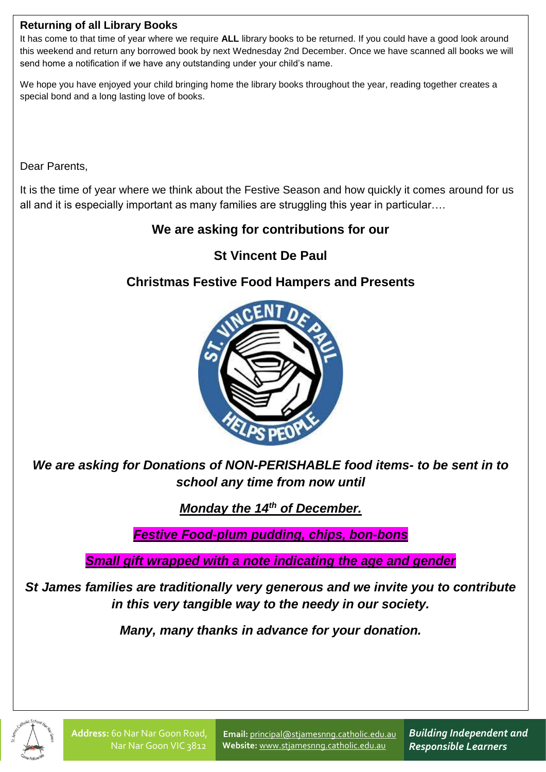### Returning of all Library Books

It has come to that time of year where we require **ALL** library books to be returned. If you could have a good look around this weekend and return any borrowed book by next Wednesday 2nd December. Once we have scanned all books we will send home a notification if we have any outstanding under your child's name.

We hope you have enjoyed your child bringing home the library books throughout the year, reading together creates a special bond and a long lasting love of books.

Dear Parents,

It is the time of year where we think about the Festive Season and how quickly it comes around for us all and it is especially important as many families are struggling this year in particular….

**We are asking for contributions for our**

**St Vincent De Paul**

**Christmas Festive Food Hampers and Presents**

***We are asking for Donations of NON-PERISHABLE food items- to be sent in to school any time from now until***

***Monday the 14th of December.***

***Festive Food-plum pudding, chips, bon-bons***

***Small gift wrapped with a note indicating the age and gender***

***St James families are traditionally very generous and we invite you to contribute in this very tangible way to the needy in our society.***

***Many, many thanks in advance for your donation.***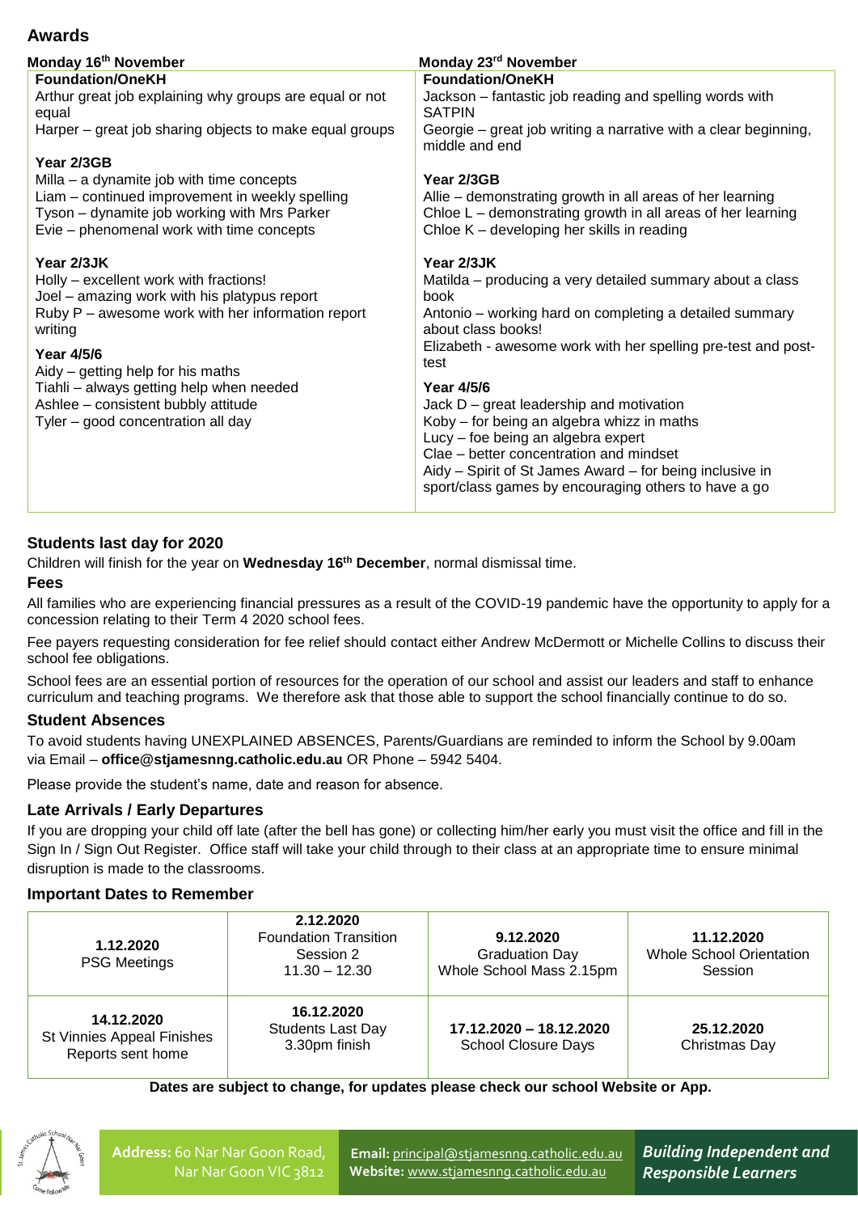## Awards

| Monday 16th November | Monday 23rd November |
|---|---|
| **Foundation/OneKH**<br>Arthur great job explaining why groups are equal or not equal<br>Harper – great job sharing objects to make equal groups<br><br>**Year 2/3GB**<br>Milla – a dynamite job with time concepts<br>Liam – continued improvement in weekly spelling<br>Tyson – dynamite job working with Mrs Parker<br>Evie – phenomenal work with time concepts<br><br>**Year 2/3JK**<br>Holly – excellent work with fractions!<br>Joel – amazing work with his platypus report<br>Ruby P – awesome work with her information report writing<br><br>**Year 4/5/6**<br>Aidy – getting help for his maths<br>Tiahli – always getting help when needed<br>Ashlee – consistent bubbly attitude<br>Tyler – good concentration all day | **Foundation/OneKH**<br>Jackson – fantastic job reading and spelling words with SATPIN<br>Georgie – great job writing a narrative with a clear beginning, middle and end<br><br>**Year 2/3GB**<br>Allie – demonstrating growth in all areas of her learning<br>Chloe L – demonstrating growth in all areas of her learning<br>Chloe K – developing her skills in reading<br><br>**Year 2/3JK**<br>Matilda – producing a very detailed summary about a class book<br>Antonio – working hard on completing a detailed summary about class books!<br>Elizabeth - awesome work with her spelling pre-test and post-test<br><br>**Year 4/5/6**<br>Jack D – great leadership and motivation<br>Koby – for being an algebra whizz in maths<br>Lucy – foe being an algebra expert<br>Clae – better concentration and mindset<br>Aidy – Spirit of St James Award – for being inclusive in sport/class games by encouraging others to have a go |

### Students last day for 2020

Children will finish for the year on **Wednesday 16th December**, normal dismissal time.

### Fees

All families who are experiencing financial pressures as a result of the COVID-19 pandemic have the opportunity to apply for a concession relating to their Term 4 2020 school fees.

Fee payers requesting consideration for fee relief should contact either Andrew McDermott or Michelle Collins to discuss their school fee obligations.

School fees are an essential portion of resources for the operation of our school and assist our leaders and staff to enhance curriculum and teaching programs. We therefore ask that those able to support the school financially continue to do so.

### Student Absences

To avoid students having UNEXPLAINED ABSENCES, Parents/Guardians are reminded to inform the School by 9.00am via Email – **office@stjamesnng.catholic.edu.au** OR Phone – 5942 5404.

Please provide the student's name, date and reason for absence.

### Late Arrivals / Early Departures

If you are dropping your child off late (after the bell has gone) or collecting him/her early you must visit the office and fill in the Sign In / Sign Out Register. Office staff will take your child through to their class at an appropriate time to ensure minimal disruption is made to the classrooms.

### Important Dates to Remember

| | | | |
|---|---|---|---|
| **1.12.2020**<br>PSG Meetings | **2.12.2020**<br>Foundation Transition Session 2<br>11.30 – 12.30 | **9.12.2020**<br>Graduation Day<br>Whole School Mass 2.15pm | **11.12.2020**<br>Whole School Orientation Session |
| **14.12.2020**<br>St Vinnies Appeal Finishes<br>Reports sent home | **16.12.2020**<br>Students Last Day<br>3.30pm finish | **17.12.2020 – 18.12.2020**<br>School Closure Days | **25.12.2020**<br>Christmas Day |

**Dates are subject to change, for updates please check our school Website or App.**

**Address:** 60 Nar Nar Goon Road, Nar Nar Goon VIC 3812

**Email:** principal@stjamesnng.catholic.edu.au
**Website:** www.stjamesnng.catholic.edu.au

***Building Independent and Responsible Learners***